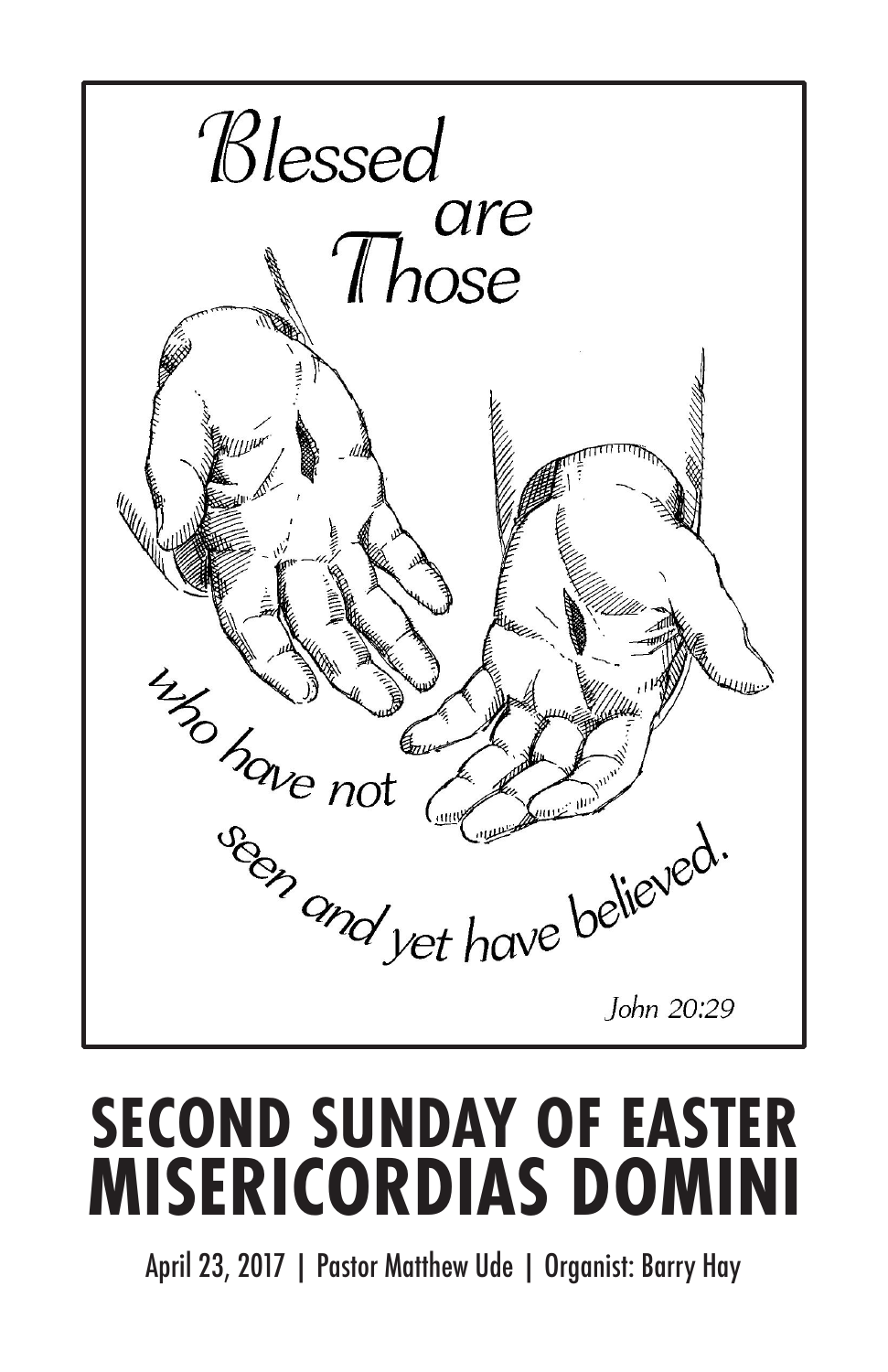Blessed are Those who have not seen and yet have believed.

*John 20:29*

# SECOND SUNDAY OF EASTER
# MISERICORDIAS DOMINI

April 23, 2017 | Pastor Matthew Ude | Organist: Barry Hay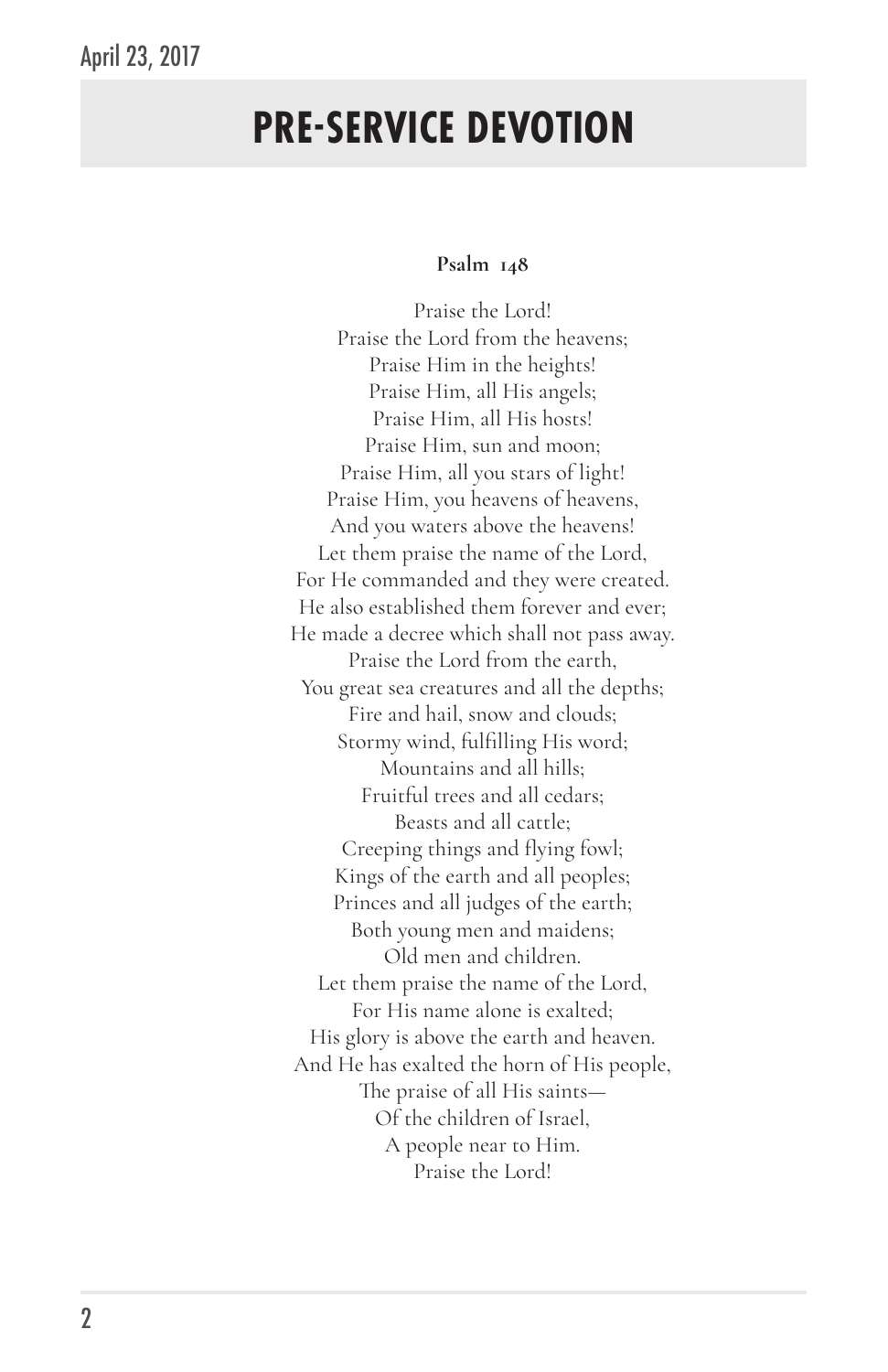# PRE-SERVICE DEVOTION

**Psalm 148**

Praise the Lord!
Praise the Lord from the heavens;
Praise Him in the heights!
Praise Him, all His angels;
Praise Him, all His hosts!
Praise Him, sun and moon;
Praise Him, all you stars of light!
Praise Him, you heavens of heavens,
And you waters above the heavens!
Let them praise the name of the Lord,
For He commanded and they were created.
He also established them forever and ever;
He made a decree which shall not pass away.
Praise the Lord from the earth,
You great sea creatures and all the depths;
Fire and hail, snow and clouds;
Stormy wind, fulfilling His word;
Mountains and all hills;
Fruitful trees and all cedars;
Beasts and all cattle;
Creeping things and flying fowl;
Kings of the earth and all peoples;
Princes and all judges of the earth;
Both young men and maidens;
Old men and children.
Let them praise the name of the Lord,
For His name alone is exalted;
His glory is above the earth and heaven.
And He has exalted the horn of His people,
The praise of all His saints—
Of the children of Israel,
A people near to Him.
Praise the Lord!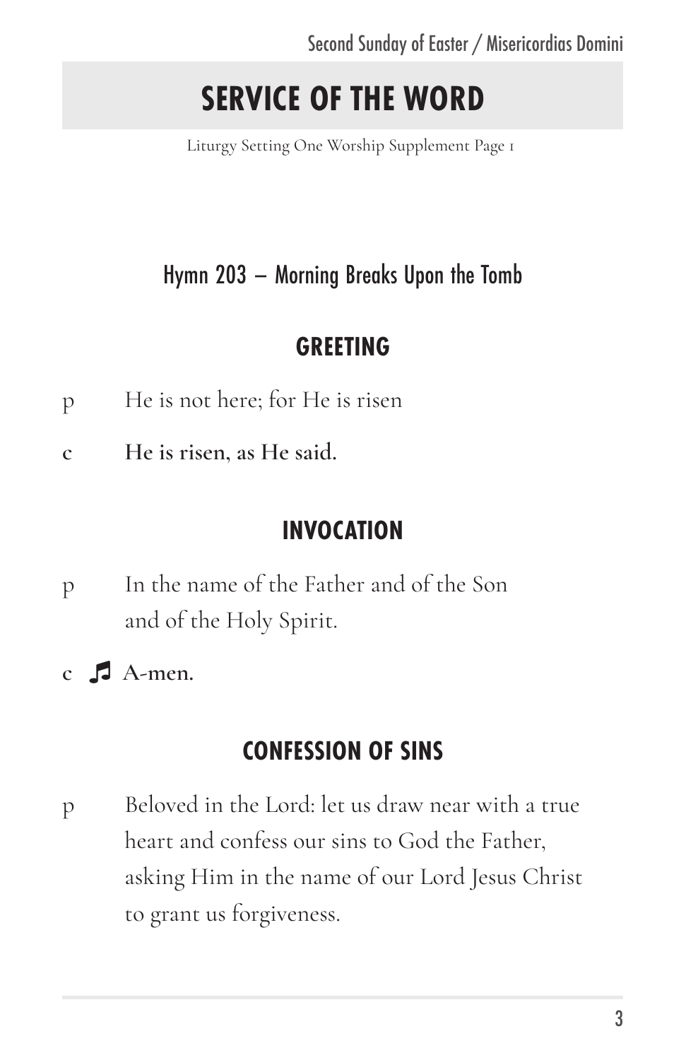# SERVICE OF THE WORD

Liturgy Setting One Worship Supplement Page 1

Hymn 203 – Morning Breaks Upon the Tomb

## GREETING

p He is not here; for He is risen

**c He is risen, as He said.**

## INVOCATION

p In the name of the Father and of the Son and of the Holy Spirit.

**c ♬ A-men.**

## CONFESSION OF SINS

p Beloved in the Lord: let us draw near with a true heart and confess our sins to God the Father, asking Him in the name of our Lord Jesus Christ to grant us forgiveness.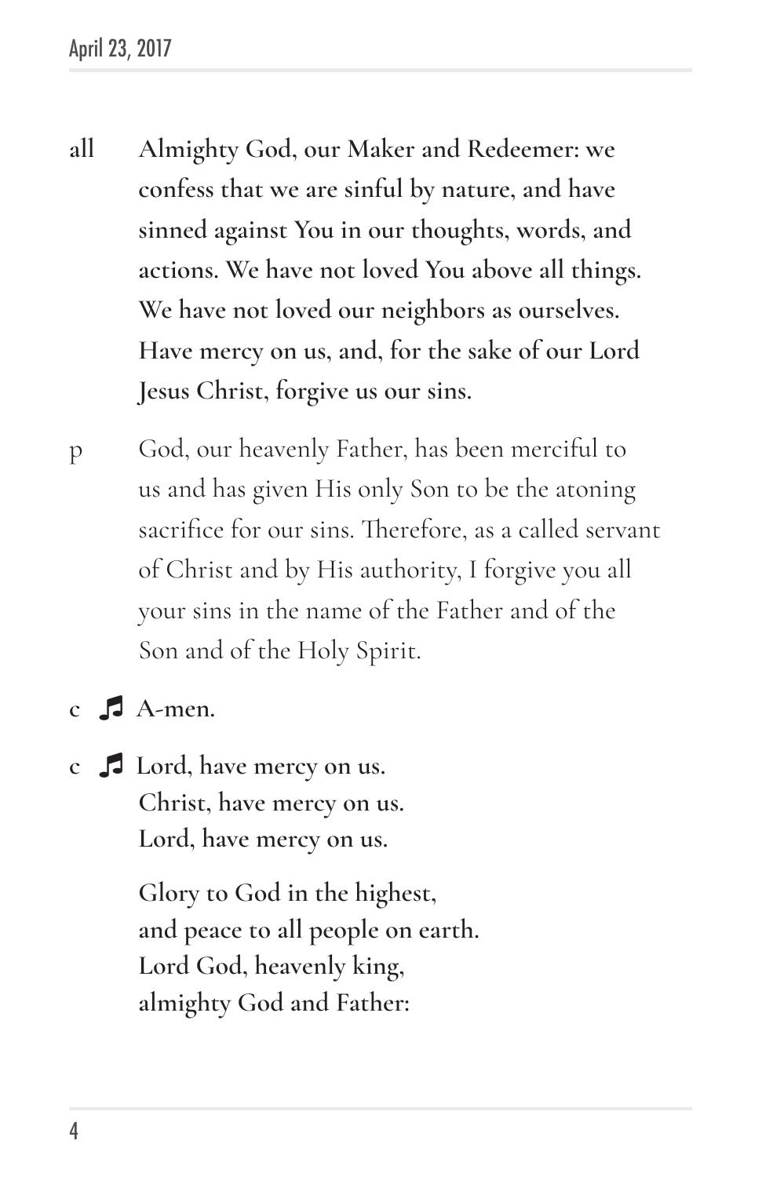all **Almighty God, our Maker and Redeemer: we confess that we are sinful by nature, and have sinned against You in our thoughts, words, and actions. We have not loved You above all things. We have not loved our neighbors as ourselves. Have mercy on us, and, for the sake of our Lord Jesus Christ, forgive us our sins.**

p God, our heavenly Father, has been merciful to us and has given His only Son to be the atoning sacrifice for our sins. Therefore, as a called servant of Christ and by His authority, I forgive you all your sins in the name of the Father and of the Son and of the Holy Spirit.

**c ♫ A-men.**

**c ♫ Lord, have mercy on us.**
**Christ, have mercy on us.**
**Lord, have mercy on us.**

**Glory to God in the highest,**
**and peace to all people on earth.**
**Lord God, heavenly king,**
**almighty God and Father:**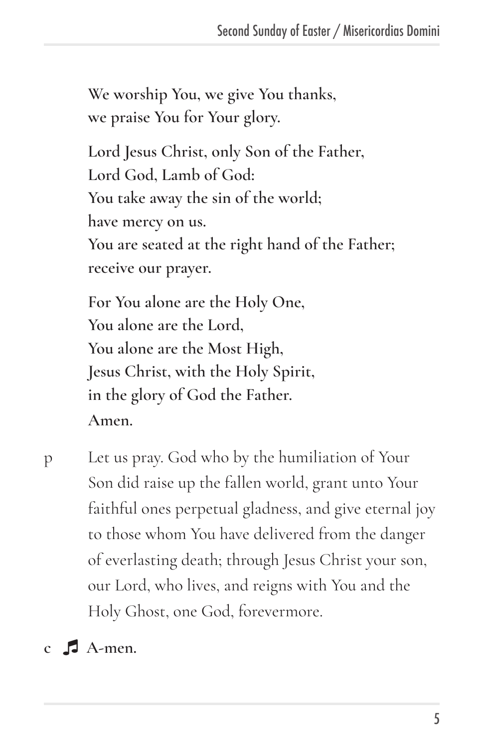**We worship You, we give You thanks,**
**we praise You for Your glory.**

**Lord Jesus Christ, only Son of the Father,**
**Lord God, Lamb of God:**
**You take away the sin of the world;**
**have mercy on us.**
**You are seated at the right hand of the Father;**
**receive our prayer.**

**For You alone are the Holy One,**
**You alone are the Lord,**
**You alone are the Most High,**
**Jesus Christ, with the Holy Spirit,**
**in the glory of God the Father.**
**Amen.**

p Let us pray. God who by the humiliation of Your Son did raise up the fallen world, grant unto Your faithful ones perpetual gladness, and give eternal joy to those whom You have delivered from the danger of everlasting death; through Jesus Christ your son, our Lord, who lives, and reigns with You and the Holy Ghost, one God, forevermore.

**c** ♫ **A-men.**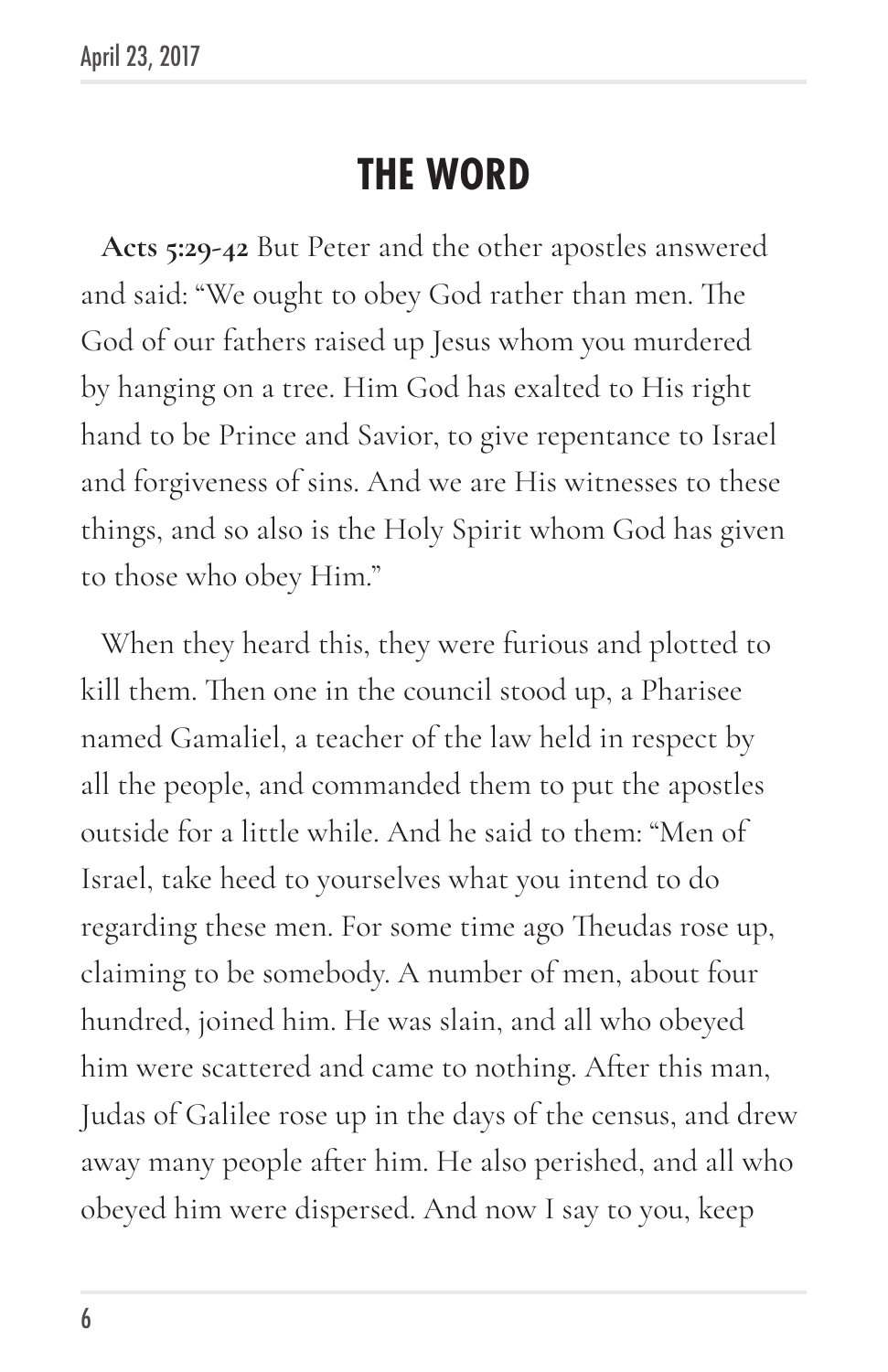# THE WORD

**Acts 5:29-42** But Peter and the other apostles answered and said: "We ought to obey God rather than men. The God of our fathers raised up Jesus whom you murdered by hanging on a tree. Him God has exalted to His right hand to be Prince and Savior, to give repentance to Israel and forgiveness of sins. And we are His witnesses to these things, and so also is the Holy Spirit whom God has given to those who obey Him."

When they heard this, they were furious and plotted to kill them. Then one in the council stood up, a Pharisee named Gamaliel, a teacher of the law held in respect by all the people, and commanded them to put the apostles outside for a little while. And he said to them: "Men of Israel, take heed to yourselves what you intend to do regarding these men. For some time ago Theudas rose up, claiming to be somebody. A number of men, about four hundred, joined him. He was slain, and all who obeyed him were scattered and came to nothing. After this man, Judas of Galilee rose up in the days of the census, and drew away many people after him. He also perished, and all who obeyed him were dispersed. And now I say to you, keep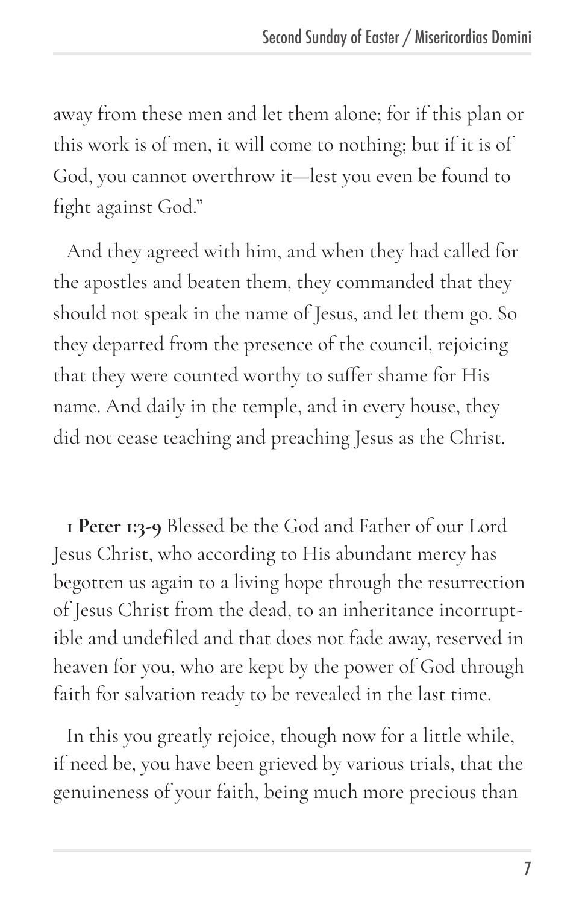away from these men and let them alone; for if this plan or this work is of men, it will come to nothing; but if it is of God, you cannot overthrow it—lest you even be found to fight against God."

And they agreed with him, and when they had called for the apostles and beaten them, they commanded that they should not speak in the name of Jesus, and let them go. So they departed from the presence of the council, rejoicing that they were counted worthy to suffer shame for His name. And daily in the temple, and in every house, they did not cease teaching and preaching Jesus as the Christ.

**1 Peter 1:3-9** Blessed be the God and Father of our Lord Jesus Christ, who according to His abundant mercy has begotten us again to a living hope through the resurrection of Jesus Christ from the dead, to an inheritance incorruptible and undefiled and that does not fade away, reserved in heaven for you, who are kept by the power of God through faith for salvation ready to be revealed in the last time.

In this you greatly rejoice, though now for a little while, if need be, you have been grieved by various trials, that the genuineness of your faith, being much more precious than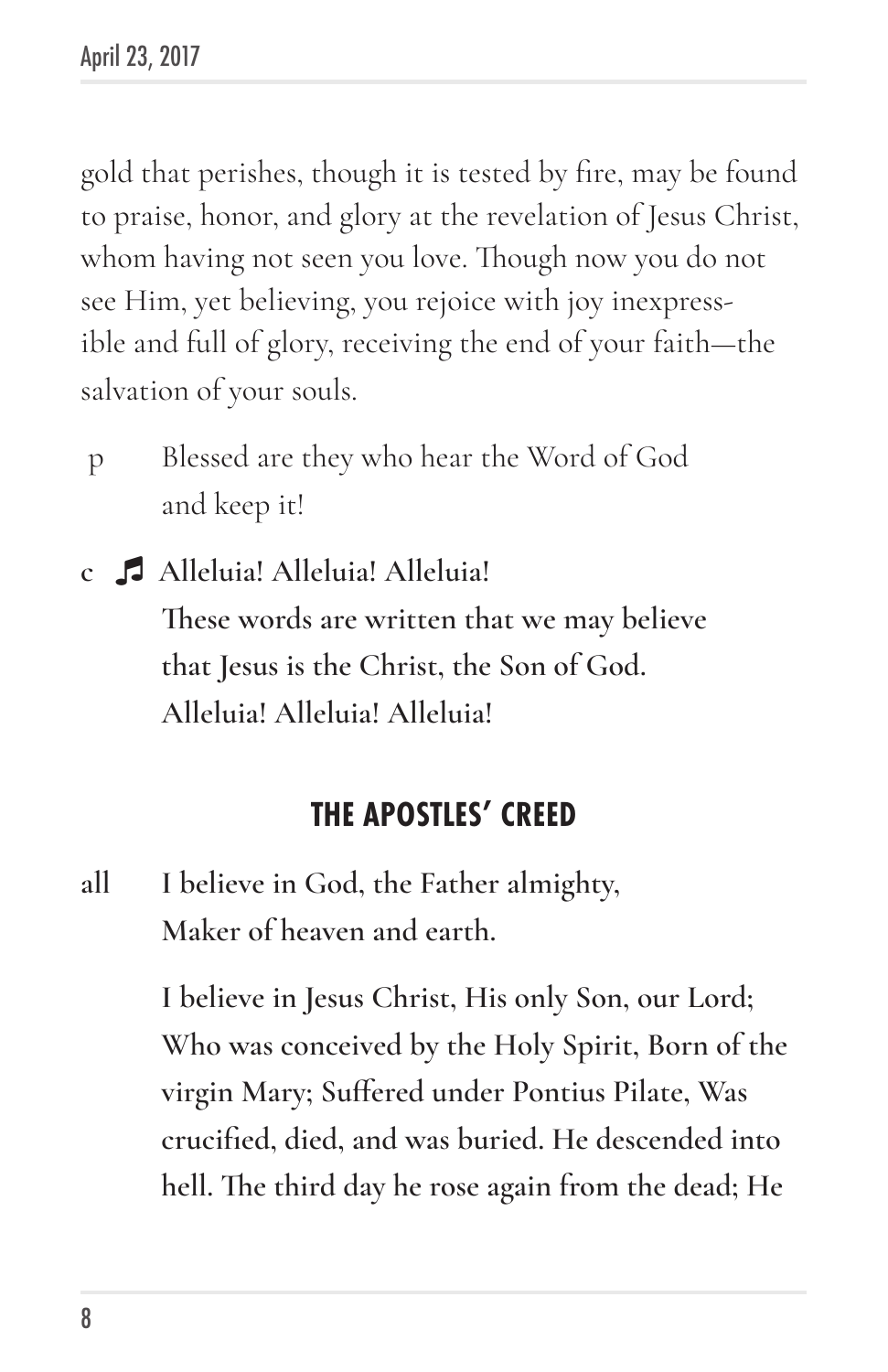gold that perishes, though it is tested by fire, may be found to praise, honor, and glory at the revelation of Jesus Christ, whom having not seen you love. Though now you do not see Him, yet believing, you rejoice with joy inexpressible and full of glory, receiving the end of your faith—the salvation of your souls.

p  Blessed are they who hear the Word of God and keep it!

**c ♫ Alleluia! Alleluia! Alleluia!**
**These words are written that we may believe that Jesus is the Christ, the Son of God.**
**Alleluia! Alleluia! Alleluia!**

## THE APOSTLES' CREED

**all  I believe in God, the Father almighty,**
**Maker of heaven and earth.**

**I believe in Jesus Christ, His only Son, our Lord; Who was conceived by the Holy Spirit, Born of the virgin Mary; Suffered under Pontius Pilate, Was crucified, died, and was buried. He descended into hell. The third day he rose again from the dead; He**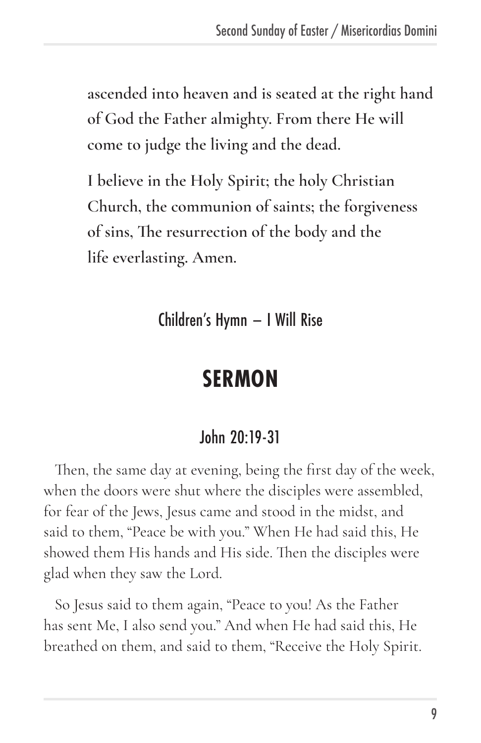**ascended into heaven and is seated at the right hand of God the Father almighty. From there He will come to judge the living and the dead.**

**I believe in the Holy Spirit; the holy Christian Church, the communion of saints; the forgiveness of sins, The resurrection of the body and the life everlasting. Amen.**

### Children's Hymn – I Will Rise

## SERMON

### John 20:19-31

Then, the same day at evening, being the first day of the week, when the doors were shut where the disciples were assembled, for fear of the Jews, Jesus came and stood in the midst, and said to them, "Peace be with you." When He had said this, He showed them His hands and His side. Then the disciples were glad when they saw the Lord.

So Jesus said to them again, "Peace to you! As the Father has sent Me, I also send you." And when He had said this, He breathed on them, and said to them, "Receive the Holy Spirit.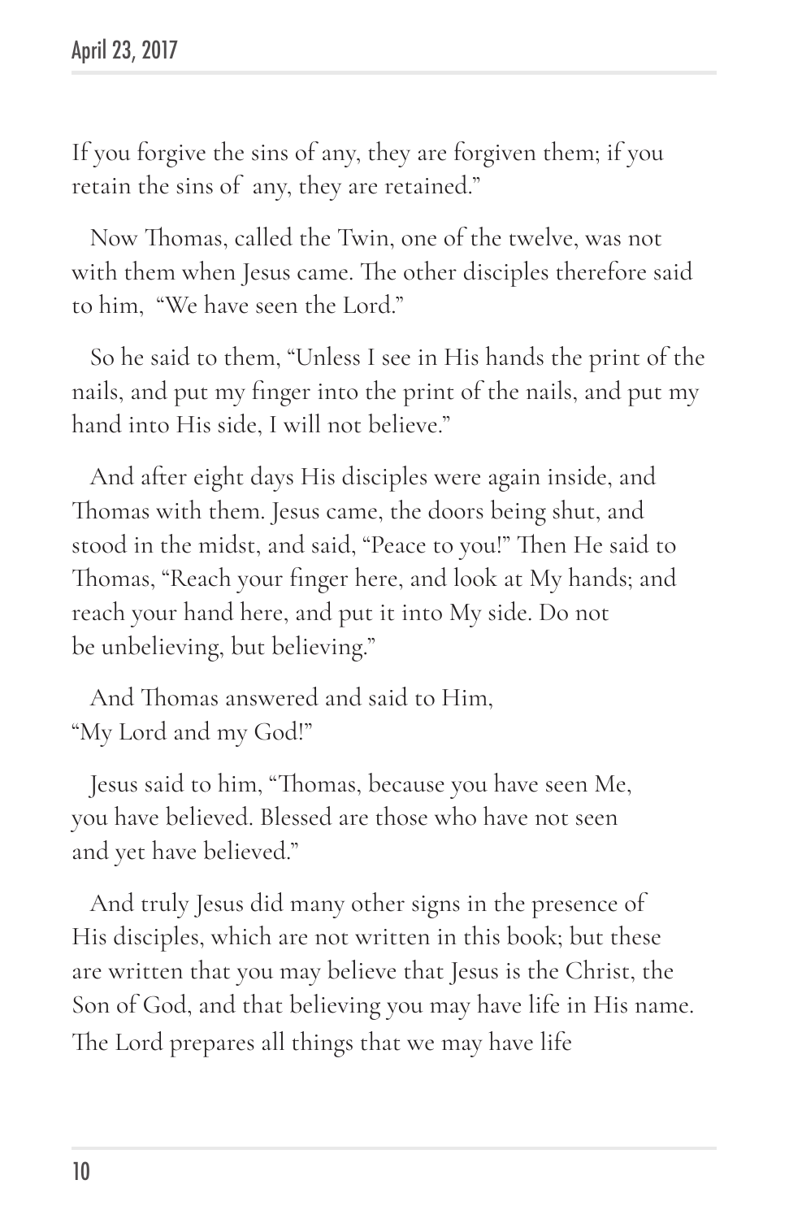If you forgive the sins of any, they are forgiven them; if you retain the sins of any, they are retained."

Now Thomas, called the Twin, one of the twelve, was not with them when Jesus came. The other disciples therefore said to him, "We have seen the Lord."

So he said to them, "Unless I see in His hands the print of the nails, and put my finger into the print of the nails, and put my hand into His side, I will not believe."

And after eight days His disciples were again inside, and Thomas with them. Jesus came, the doors being shut, and stood in the midst, and said, "Peace to you!" Then He said to Thomas, "Reach your finger here, and look at My hands; and reach your hand here, and put it into My side. Do not be unbelieving, but believing."

And Thomas answered and said to Him, "My Lord and my God!"

Jesus said to him, "Thomas, because you have seen Me, you have believed. Blessed are those who have not seen and yet have believed."

And truly Jesus did many other signs in the presence of His disciples, which are not written in this book; but these are written that you may believe that Jesus is the Christ, the Son of God, and that believing you may have life in His name. The Lord prepares all things that we may have life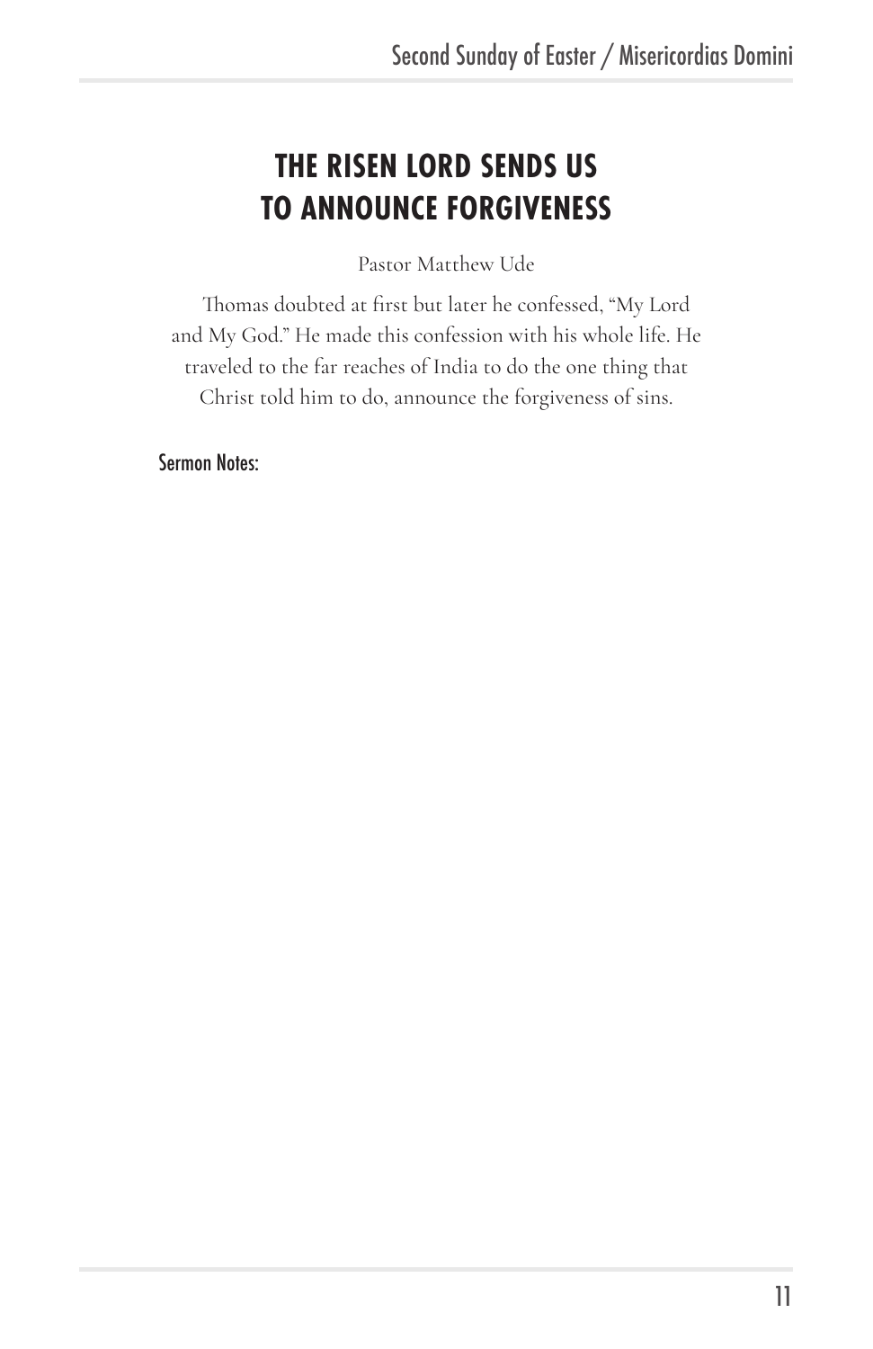# THE RISEN LORD SENDS US TO ANNOUNCE FORGIVENESS

Pastor Matthew Ude

Thomas doubted at first but later he confessed, "My Lord and My God." He made this confession with his whole life. He traveled to the far reaches of India to do the one thing that Christ told him to do, announce the forgiveness of sins.

Sermon Notes: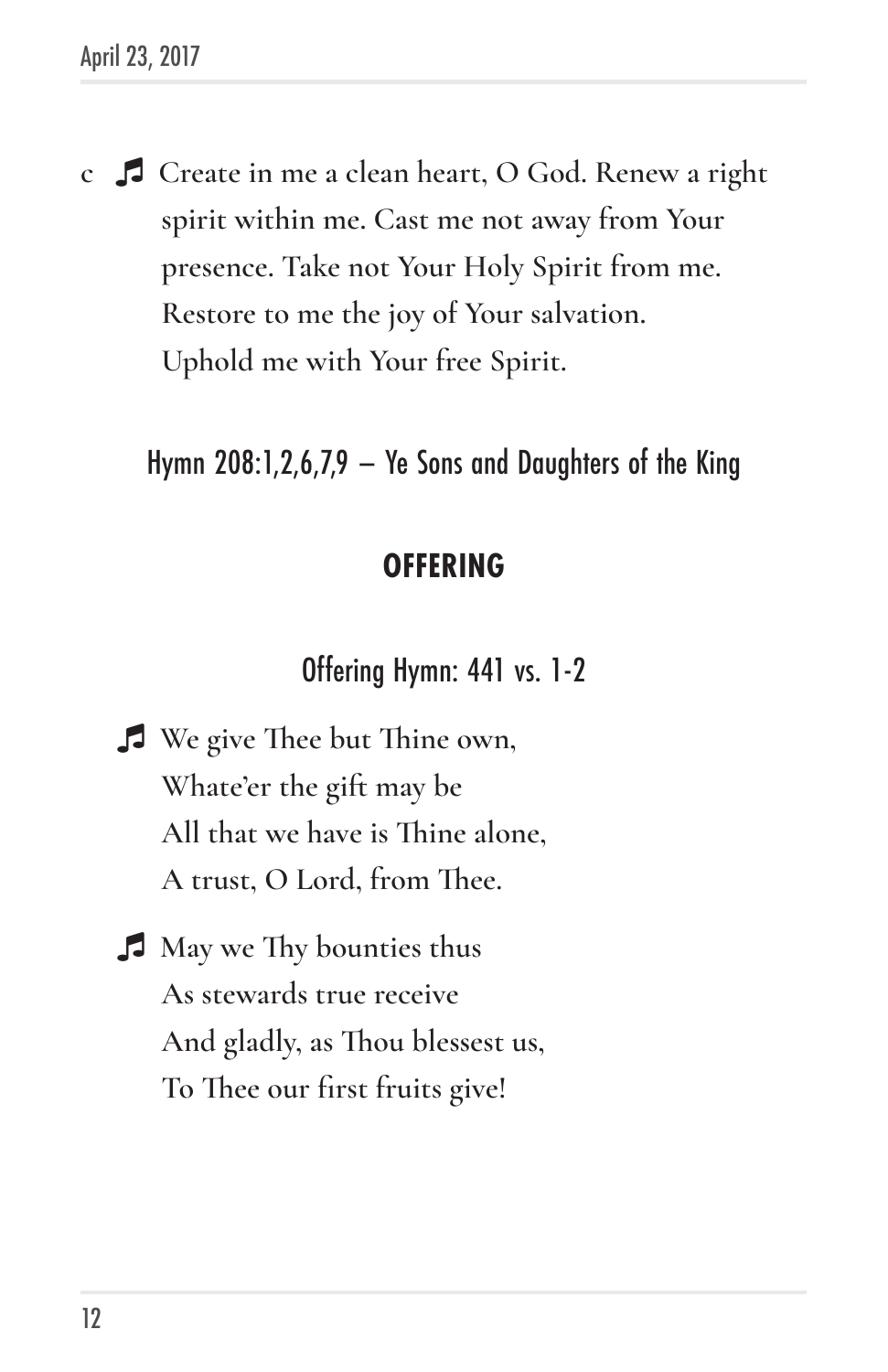c ♫ Create in me a clean heart, O God. Renew a right spirit within me. Cast me not away from Your presence. Take not Your Holy Spirit from me. Restore to me the joy of Your salvation. Uphold me with Your free Spirit.

Hymn 208:1,2,6,7,9 – Ye Sons and Daughters of the King

## OFFERING

Offering Hymn: 441 vs. 1-2

♫ We give Thee but Thine own,
Whate'er the gift may be
All that we have is Thine alone,
A trust, O Lord, from Thee.

♫ May we Thy bounties thus
As stewards true receive
And gladly, as Thou blessest us,
To Thee our first fruits give!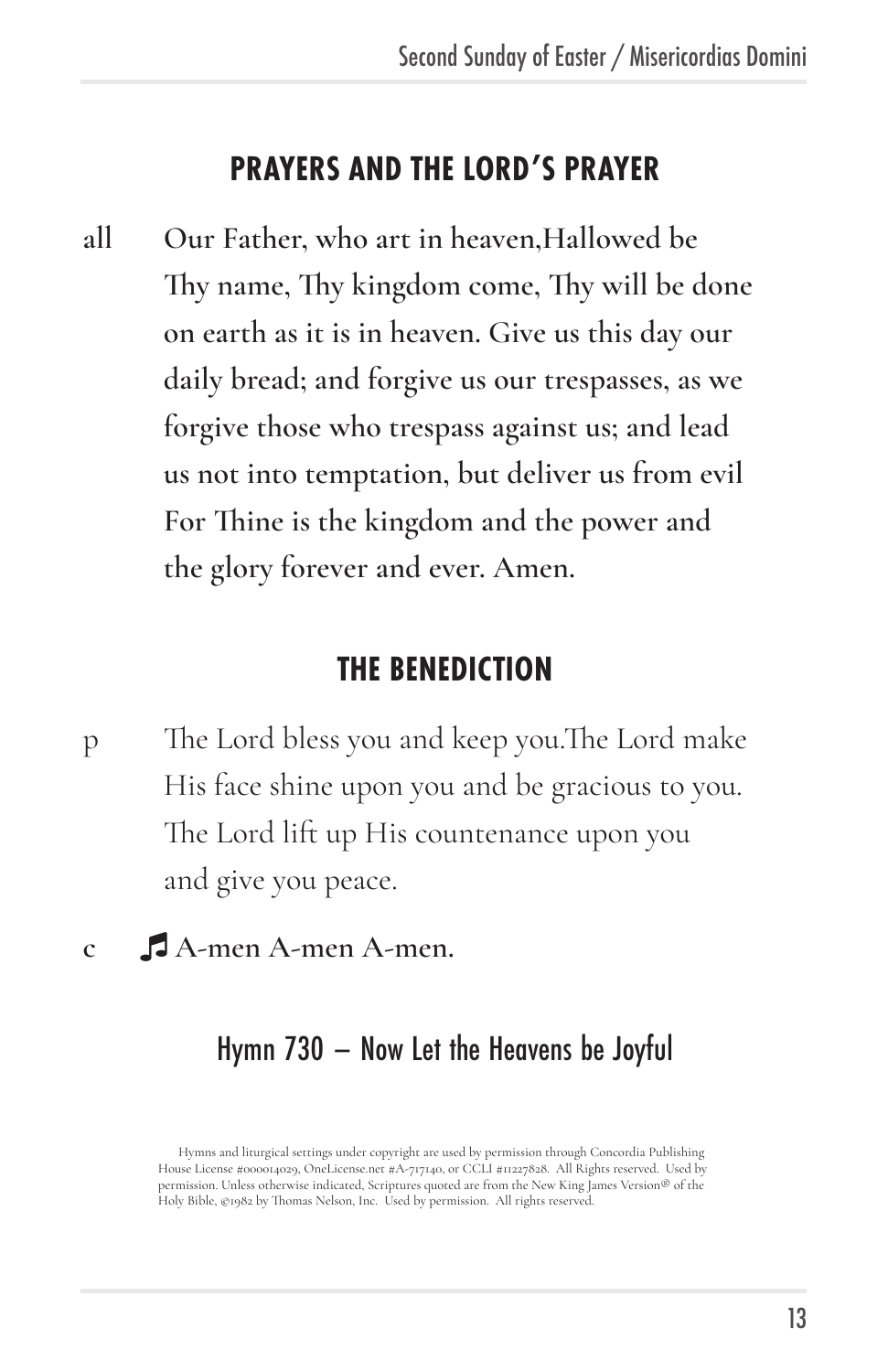## PRAYERS AND THE LORD'S PRAYER

all **Our Father, who art in heaven,Hallowed be Thy name, Thy kingdom come, Thy will be done on earth as it is in heaven. Give us this day our daily bread; and forgive us our trespasses, as we forgive those who trespass against us; and lead us not into temptation, but deliver us from evil For Thine is the kingdom and the power and the glory forever and ever. Amen.**

## THE BENEDICTION

p The Lord bless you and keep you.The Lord make His face shine upon you and be gracious to you. The Lord lift up His countenance upon you and give you peace.

c ♫ **A-men A-men A-men.**

### Hymn 730 – Now Let the Heavens be Joyful

Hymns and liturgical settings under copyright are used by permission through Concordia Publishing House License #000014029, OneLicense.net #A-717140, or CCLI #11227828. All Rights reserved. Used by permission. Unless otherwise indicated, Scriptures quoted are from the New King James Version® of the Holy Bible, ©1982 by Thomas Nelson, Inc. Used by permission. All rights reserved.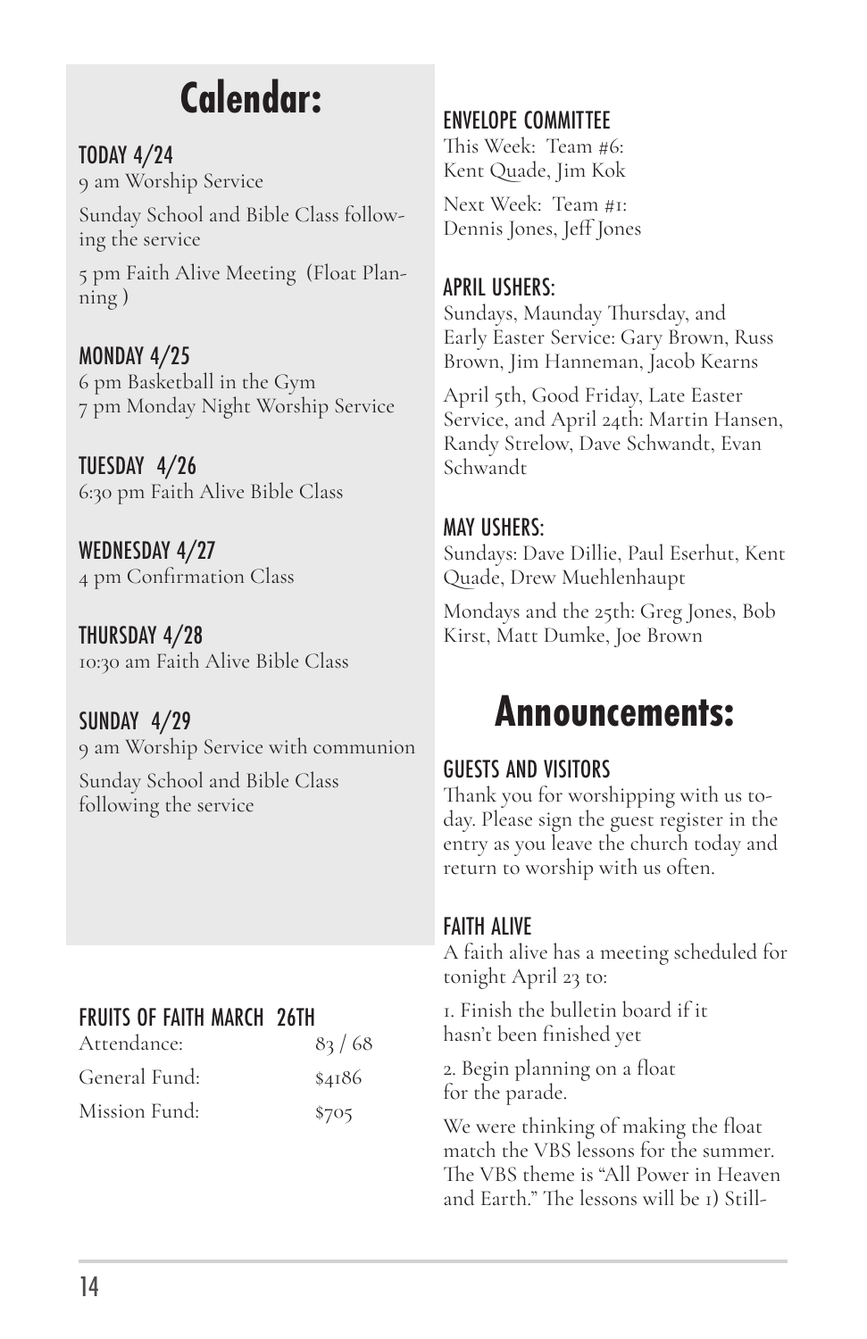# Calendar:

### TODAY 4/24

9 am Worship Service

Sunday School and Bible Class following the service

5 pm Faith Alive Meeting (Float Planning )

### MONDAY 4/25

6 pm Basketball in the Gym
7 pm Monday Night Worship Service

### TUESDAY 4/26

6:30 pm Faith Alive Bible Class

### WEDNESDAY 4/27

4 pm Confirmation Class

### THURSDAY 4/28

10:30 am Faith Alive Bible Class

### SUNDAY 4/29

9 am Worship Service with communion

Sunday School and Bible Class following the service

### FRUITS OF FAITH MARCH 26TH

| | |
|---|---|
| Attendance: | 83 / 68 |
| General Fund: | $4186 |
| Mission Fund: | $705 |

### ENVELOPE COMMITTEE

This Week: Team #6:
Kent Quade, Jim Kok

Next Week: Team #1:
Dennis Jones, Jeff Jones

### APRIL USHERS:

Sundays, Maunday Thursday, and Early Easter Service: Gary Brown, Russ Brown, Jim Hanneman, Jacob Kearns

April 5th, Good Friday, Late Easter Service, and April 24th: Martin Hansen, Randy Strelow, Dave Schwandt, Evan Schwandt

### MAY USHERS:

Sundays: Dave Dillie, Paul Eserhut, Kent Quade, Drew Muehlenhaupt

Mondays and the 25th: Greg Jones, Bob Kirst, Matt Dumke, Joe Brown

# Announcements:

### GUESTS AND VISITORS

Thank you for worshipping with us today. Please sign the guest register in the entry as you leave the church today and return to worship with us often.

### FAITH ALIVE

A faith alive has a meeting scheduled for tonight April 23 to:

1. Finish the bulletin board if it hasn't been finished yet

2. Begin planning on a float for the parade.

We were thinking of making the float match the VBS lessons for the summer. The VBS theme is "All Power in Heaven and Earth." The lessons will be 1) Still-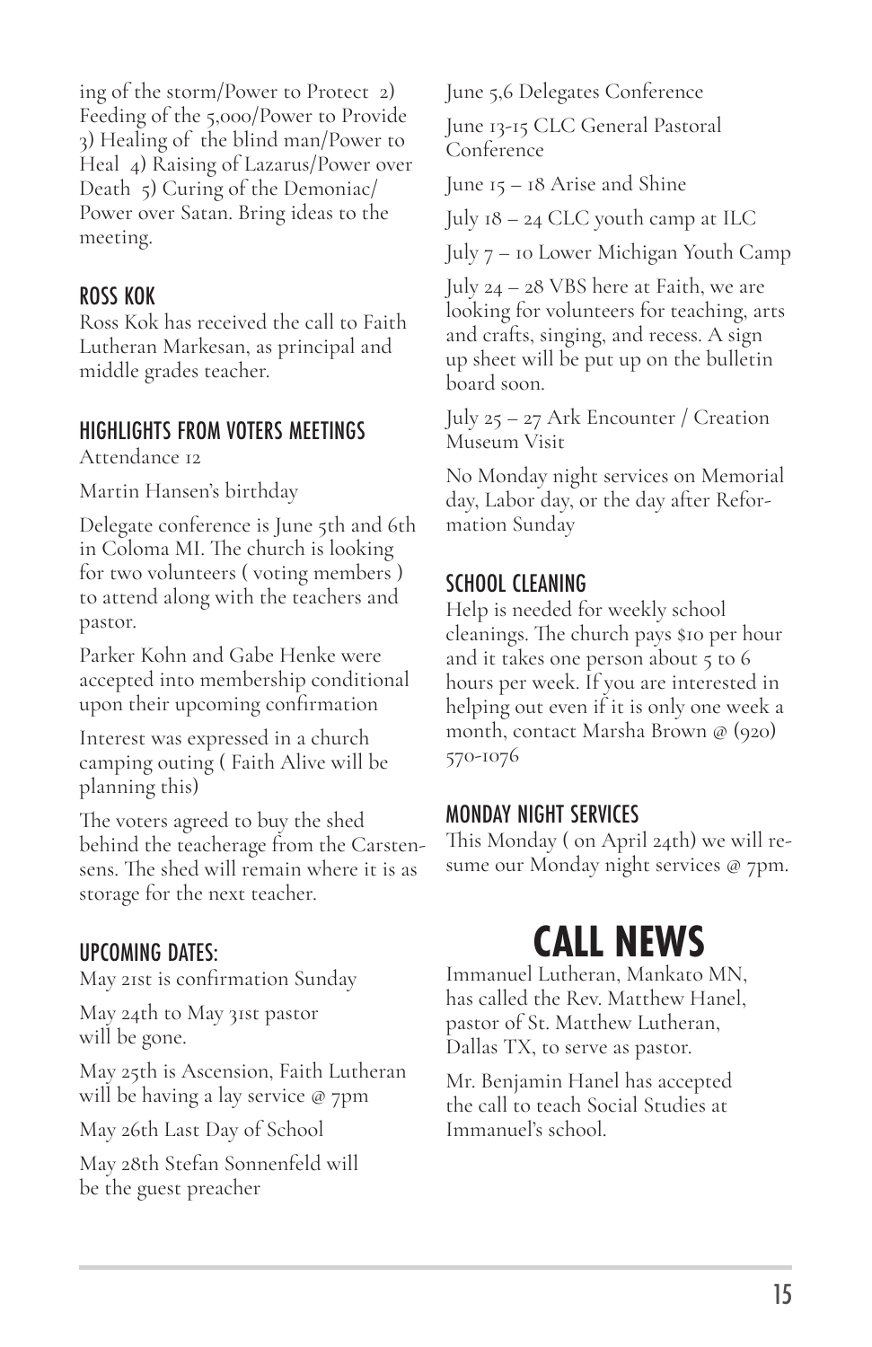ing of the storm/Power to Protect 2) Feeding of the 5,000/Power to Provide 3) Healing of the blind man/Power to Heal 4) Raising of Lazarus/Power over Death 5) Curing of the Demoniac/ Power over Satan. Bring ideas to the meeting.

## ROSS KOK

Ross Kok has received the call to Faith Lutheran Markesan, as principal and middle grades teacher.

## HIGHLIGHTS FROM VOTERS MEETINGS

Attendance 12

Martin Hansen's birthday

Delegate conference is June 5th and 6th in Coloma MI. The church is looking for two volunteers ( voting members ) to attend along with the teachers and pastor.

Parker Kohn and Gabe Henke were accepted into membership conditional upon their upcoming confirmation

Interest was expressed in a church camping outing ( Faith Alive will be planning this)

The voters agreed to buy the shed behind the teacherage from the Carstensens. The shed will remain where it is as storage for the next teacher.

## UPCOMING DATES:

May 21st is confirmation Sunday

May 24th to May 31st pastor will be gone.

May 25th is Ascension, Faith Lutheran will be having a lay service @ 7pm

May 26th Last Day of School

May 28th Stefan Sonnenfeld will be the guest preacher

June 5,6 Delegates Conference

June 13-15 CLC General Pastoral Conference

June 15 – 18 Arise and Shine

July 18 – 24 CLC youth camp at ILC

July 7 – 10 Lower Michigan Youth Camp

July 24 – 28 VBS here at Faith, we are looking for volunteers for teaching, arts and crafts, singing, and recess. A sign up sheet will be put up on the bulletin board soon.

July 25 – 27 Ark Encounter / Creation Museum Visit

No Monday night services on Memorial day, Labor day, or the day after Reformation Sunday

## SCHOOL CLEANING

Help is needed for weekly school cleanings. The church pays $10 per hour and it takes one person about 5 to 6 hours per week. If you are interested in helping out even if it is only one week a month, contact Marsha Brown @ (920) 570-1076

## MONDAY NIGHT SERVICES

This Monday ( on April 24th) we will resume our Monday night services @ 7pm.

# CALL NEWS

Immanuel Lutheran, Mankato MN, has called the Rev. Matthew Hanel, pastor of St. Matthew Lutheran, Dallas TX, to serve as pastor.

Mr. Benjamin Hanel has accepted the call to teach Social Studies at Immanuel's school.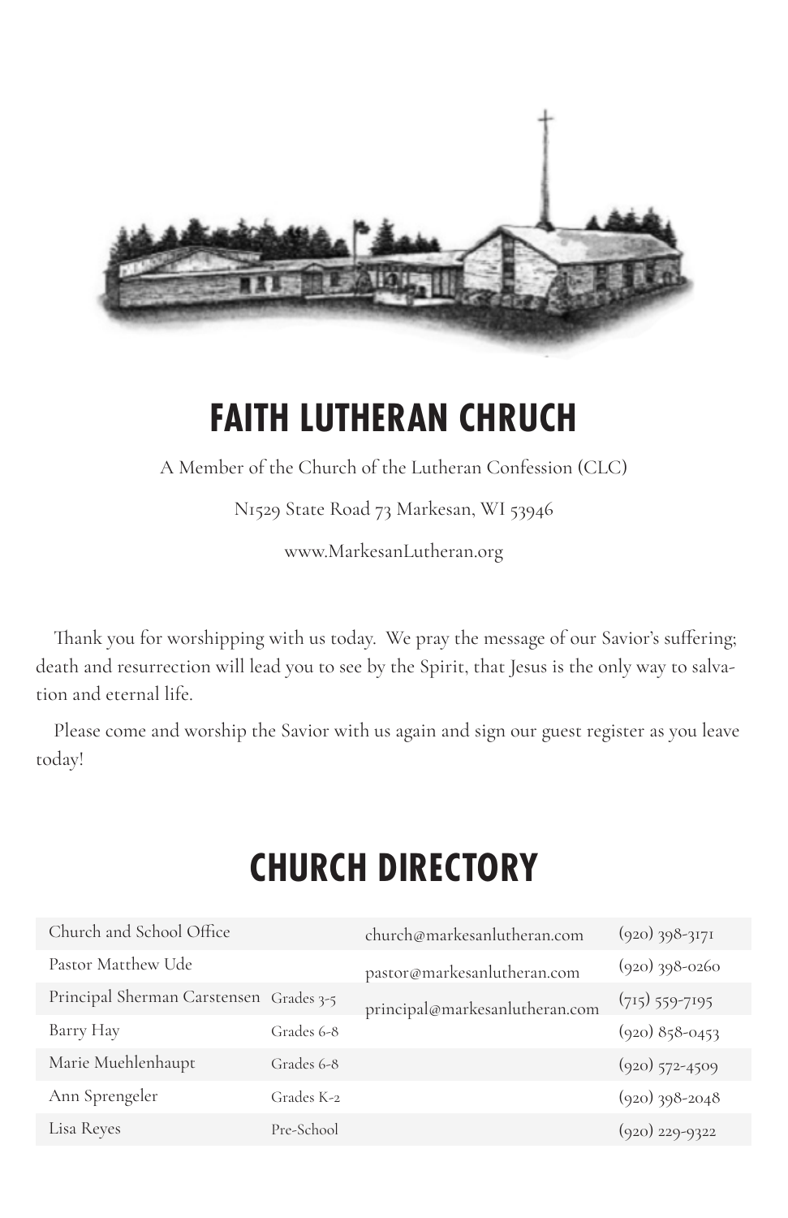# FAITH LUTHERAN CHRUCH

A Member of the Church of the Lutheran Confession (CLC)

N1529 State Road 73 Markesan, WI 53946

www.MarkesanLutheran.org

Thank you for worshipping with us today. We pray the message of our Savior's suffering; death and resurrection will lead you to see by the Spirit, that Jesus is the only way to salvation and eternal life.

Please come and worship the Savior with us again and sign our guest register as you leave today!

# CHURCH DIRECTORY

| | | | |
|---|---|---|---|
| Church and School Office | | church@markesanlutheran.com | (920) 398-3171 |
| Pastor Matthew Ude | | pastor@markesanlutheran.com | (920) 398-0260 |
| Principal Sherman Carstensen | Grades 3-5 | principal@markesanlutheran.com | (715) 559-7195 |
| Barry Hay | Grades 6-8 | | (920) 858-0453 |
| Marie Muehlenhaupt | Grades 6-8 | | (920) 572-4509 |
| Ann Sprengeler | Grades K-2 | | (920) 398-2048 |
| Lisa Reyes | Pre-School | | (920) 229-9322 |